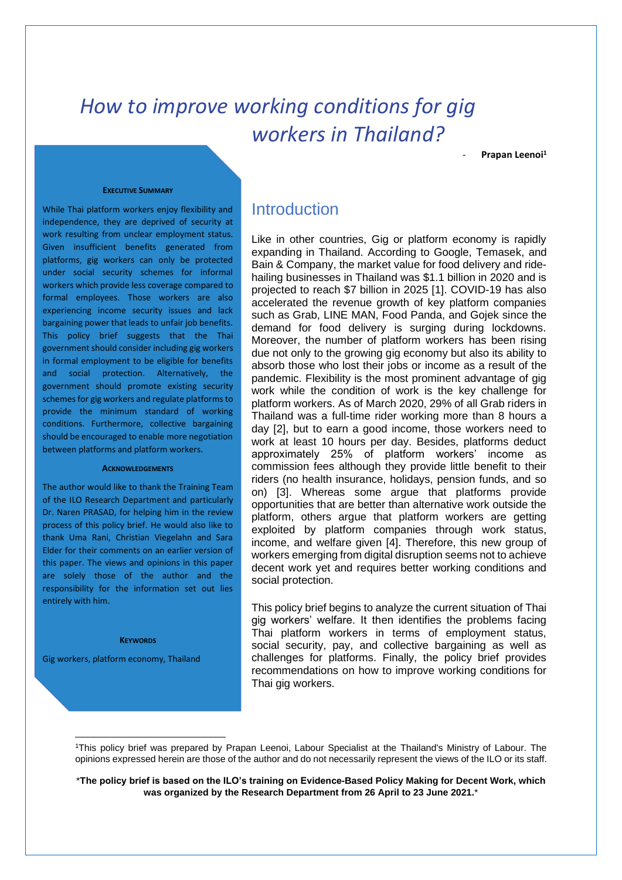# *How to improve working conditions for gig workers in Thailand?*

- **Prapan Leenoi**[1]

**EXECUTIVE SUMMARY**

While Thai platform workers enjoy flexibility and independence, they are deprived of security at work resulting from unclear employment status. Given insufficient benefits generated from platforms, gig workers can only be protected under social security schemes for informal workers which provide less coverage compared to formal employees. Those workers are also experiencing income security issues and lack bargaining power that leads to unfair job benefits. This policy brief suggests that the Thai government should consider including gig workers in formal employment to be eligible for benefits and social protection. Alternatively, the government should promote existing security schemes for gig workers and regulate platforms to provide the minimum standard of working conditions. Furthermore, collective bargaining should be encouraged to enable more negotiation between platforms and platform workers.

**ACKNOWLEDGEMENTS**

The author would like to thank the Training Team of the ILO Research Department and particularly Dr. Naren PRASAD, for helping him in the review process of this policy brief. He would also like to thank Uma Rani, Christian Viegelahn and Sara Elder for their comments on an earlier version of this paper. The views and opinions in this paper are solely those of the author and the responsibility for the information set out lies entirely with him.

**KEYWORDS**

Gig workers, platform economy, Thailand

## Introduction

Like in other countries, Gig or platform economy is rapidly expanding in Thailand. According to Google, Temasek, and Bain & Company, the market value for food delivery and ride-hailing businesses in Thailand was $1.1 billion in 2020 and is projected to reach $7 billion in 2025 [1]. COVID-19 has also accelerated the revenue growth of key platform companies such as Grab, LINE MAN, Food Panda, and Gojek since the demand for food delivery is surging during lockdowns. Moreover, the number of platform workers has been rising due not only to the growing gig economy but also its ability to absorb those who lost their jobs or income as a result of the pandemic. Flexibility is the most prominent advantage of gig work while the condition of work is the key challenge for platform workers. As of March 2020, 29% of all Grab riders in Thailand was a full-time rider working more than 8 hours a day [2], but to earn a good income, those workers need to work at least 10 hours per day. Besides, platforms deduct approximately 25% of platform workers' income as commission fees although they provide little benefit to their riders (no health insurance, holidays, pension funds, and so on) [3]. Whereas some argue that platforms provide opportunities that are better than alternative work outside the platform, others argue that platform workers are getting exploited by platform companies through work status, income, and welfare given [4]. Therefore, this new group of workers emerging from digital disruption seems not to achieve decent work yet and requires better working conditions and social protection.

This policy brief begins to analyze the current situation of Thai gig workers' welfare. It then identifies the problems facing Thai platform workers in terms of employment status, social security, pay, and collective bargaining as well as challenges for platforms. Finally, the policy brief provides recommendations on how to improve working conditions for Thai gig workers.

[1]This policy brief was prepared by Prapan Leenoi, Labour Specialist at the Thailand's Ministry of Labour. The opinions expressed herein are those of the author and do not necessarily represent the views of the ILO or its staff.

*__The policy brief is based on the ILO's training on Evidence-Based Policy Making for Decent Work, which was organized by the Research Department from 26 April to 23 June 2021.__*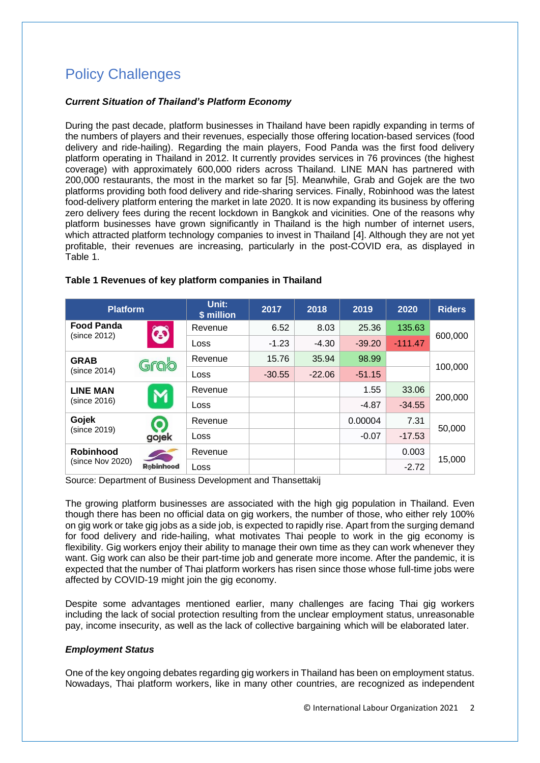## Policy Challenges

***Current Situation of Thailand's Platform Economy***

During the past decade, platform businesses in Thailand have been rapidly expanding in terms of the numbers of players and their revenues, especially those offering location-based services (food delivery and ride-hailing). Regarding the main players, Food Panda was the first food delivery platform operating in Thailand in 2012. It currently provides services in 76 provinces (the highest coverage) with approximately 600,000 riders across Thailand. LINE MAN has partnered with 200,000 restaurants, the most in the market so far [5]. Meanwhile, Grab and Gojek are the two platforms providing both food delivery and ride-sharing services. Finally, Robinhood was the latest food-delivery platform entering the market in late 2020. It is now expanding its business by offering zero delivery fees during the recent lockdown in Bangkok and vicinities. One of the reasons why platform businesses have grown significantly in Thailand is the high number of internet users, which attracted platform technology companies to invest in Thailand [4]. Although they are not yet profitable, their revenues are increasing, particularly in the post-COVID era, as displayed in Table 1.

**Table 1 Revenues of key platform companies in Thailand**

| Platform | Unit: $ million | 2017 | 2018 | 2019 | 2020 | Riders |
|---|---|---|---|---|---|---|
| **Food Panda** (since 2012) | Revenue | 6.52 | 8.03 | 25.36 | 135.63 | 600,000 |
| | Loss | -1.23 | -4.30 | -39.20 | -111.47 | |
| **GRAB** (since 2014) | Revenue | 15.76 | 35.94 | 98.99 | | 100,000 |
| | Loss | -30.55 | -22.06 | -51.15 | | |
| **LINE MAN** (since 2016) | Revenue | | | 1.55 | 33.06 | 200,000 |
| | Loss | | | -4.87 | -34.55 | |
| **Gojek** (since 2019) | Revenue | | | 0.00004 | 7.31 | 50,000 |
| | Loss | | | -0.07 | -17.53 | |
| **Robinhood** (since Nov 2020) | Revenue | | | | 0.003 | 15,000 |
| | Loss | | | | -2.72 | |

Source: Department of Business Development and Thansettakij

The growing platform businesses are associated with the high gig population in Thailand. Even though there has been no official data on gig workers, the number of those, who either rely 100% on gig work or take gig jobs as a side job, is expected to rapidly rise. Apart from the surging demand for food delivery and ride-hailing, what motivates Thai people to work in the gig economy is flexibility. Gig workers enjoy their ability to manage their own time as they can work whenever they want. Gig work can also be their part-time job and generate more income. After the pandemic, it is expected that the number of Thai platform workers has risen since those whose full-time jobs were affected by COVID-19 might join the gig economy.

Despite some advantages mentioned earlier, many challenges are facing Thai gig workers including the lack of social protection resulting from the unclear employment status, unreasonable pay, income insecurity, as well as the lack of collective bargaining which will be elaborated later.

***Employment Status***

One of the key ongoing debates regarding gig workers in Thailand has been on employment status. Nowadays, Thai platform workers, like in many other countries, are recognized as independent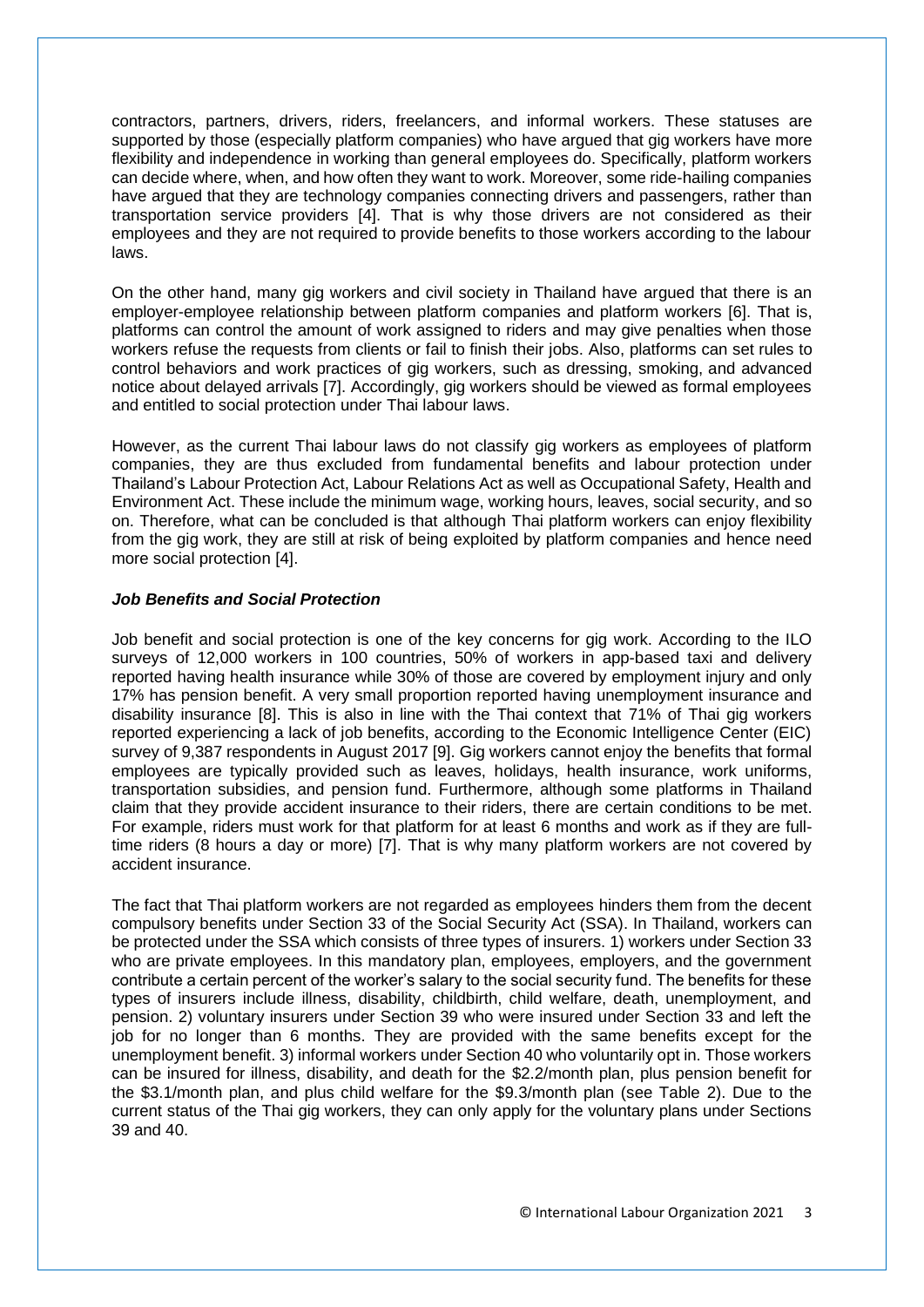contractors, partners, drivers, riders, freelancers, and informal workers. These statuses are supported by those (especially platform companies) who have argued that gig workers have more flexibility and independence in working than general employees do. Specifically, platform workers can decide where, when, and how often they want to work. Moreover, some ride-hailing companies have argued that they are technology companies connecting drivers and passengers, rather than transportation service providers [4]. That is why those drivers are not considered as their employees and they are not required to provide benefits to those workers according to the labour laws.

On the other hand, many gig workers and civil society in Thailand have argued that there is an employer-employee relationship between platform companies and platform workers [6]. That is, platforms can control the amount of work assigned to riders and may give penalties when those workers refuse the requests from clients or fail to finish their jobs. Also, platforms can set rules to control behaviors and work practices of gig workers, such as dressing, smoking, and advanced notice about delayed arrivals [7]. Accordingly, gig workers should be viewed as formal employees and entitled to social protection under Thai labour laws.

However, as the current Thai labour laws do not classify gig workers as employees of platform companies, they are thus excluded from fundamental benefits and labour protection under Thailand's Labour Protection Act, Labour Relations Act as well as Occupational Safety, Health and Environment Act. These include the minimum wage, working hours, leaves, social security, and so on. Therefore, what can be concluded is that although Thai platform workers can enjoy flexibility from the gig work, they are still at risk of being exploited by platform companies and hence need more social protection [4].

### *Job Benefits and Social Protection*

Job benefit and social protection is one of the key concerns for gig work. According to the ILO surveys of 12,000 workers in 100 countries, 50% of workers in app-based taxi and delivery reported having health insurance while 30% of those are covered by employment injury and only 17% has pension benefit. A very small proportion reported having unemployment insurance and disability insurance [8]. This is also in line with the Thai context that 71% of Thai gig workers reported experiencing a lack of job benefits, according to the Economic Intelligence Center (EIC) survey of 9,387 respondents in August 2017 [9]. Gig workers cannot enjoy the benefits that formal employees are typically provided such as leaves, holidays, health insurance, work uniforms, transportation subsidies, and pension fund. Furthermore, although some platforms in Thailand claim that they provide accident insurance to their riders, there are certain conditions to be met. For example, riders must work for that platform for at least 6 months and work as if they are full-time riders (8 hours a day or more) [7]. That is why many platform workers are not covered by accident insurance.

The fact that Thai platform workers are not regarded as employees hinders them from the decent compulsory benefits under Section 33 of the Social Security Act (SSA). In Thailand, workers can be protected under the SSA which consists of three types of insurers. 1) workers under Section 33 who are private employees. In this mandatory plan, employees, employers, and the government contribute a certain percent of the worker's salary to the social security fund. The benefits for these types of insurers include illness, disability, childbirth, child welfare, death, unemployment, and pension. 2) voluntary insurers under Section 39 who were insured under Section 33 and left the job for no longer than 6 months. They are provided with the same benefits except for the unemployment benefit. 3) informal workers under Section 40 who voluntarily opt in. Those workers can be insured for illness, disability, and death for the $2.2/month plan, plus pension benefit for the $3.1/month plan, and plus child welfare for the $9.3/month plan (see Table 2). Due to the current status of the Thai gig workers, they can only apply for the voluntary plans under Sections 39 and 40.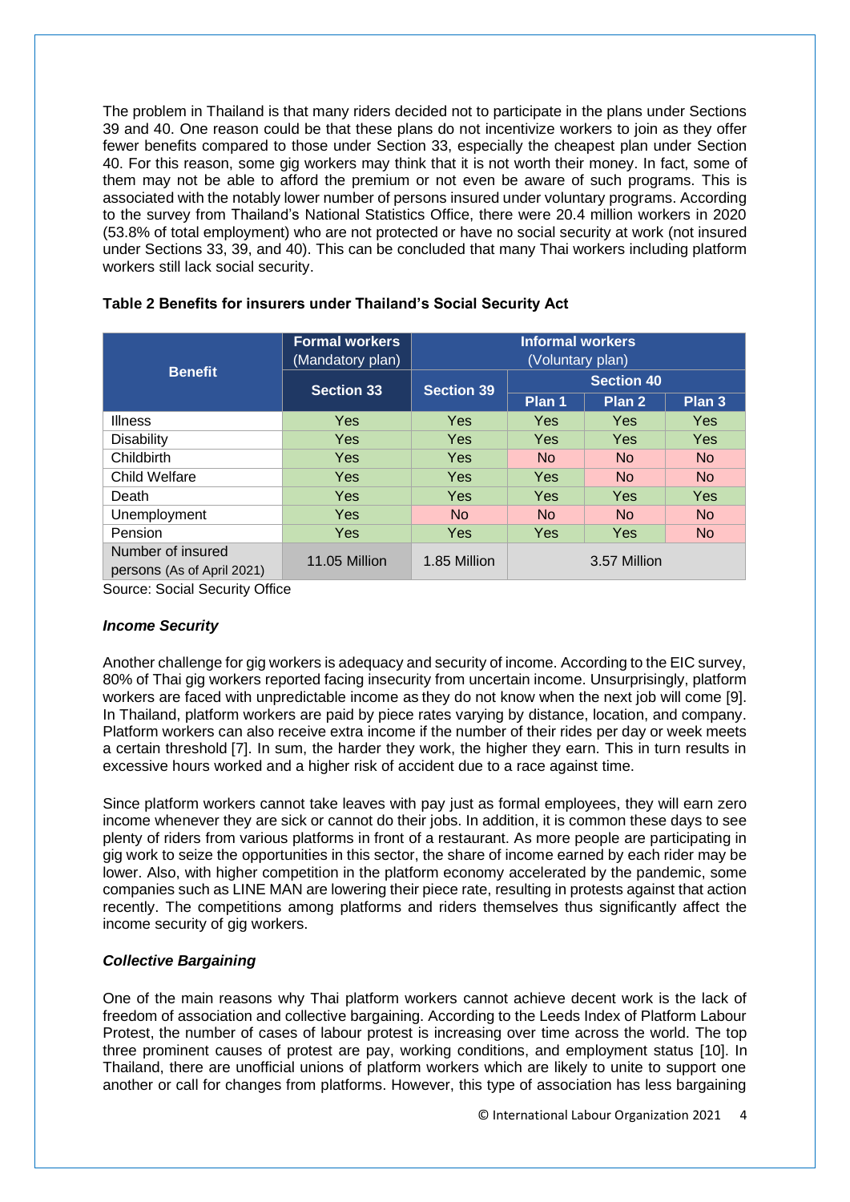The problem in Thailand is that many riders decided not to participate in the plans under Sections 39 and 40. One reason could be that these plans do not incentivize workers to join as they offer fewer benefits compared to those under Section 33, especially the cheapest plan under Section 40. For this reason, some gig workers may think that it is not worth their money. In fact, some of them may not be able to afford the premium or not even be aware of such programs. This is associated with the notably lower number of persons insured under voluntary programs. According to the survey from Thailand's National Statistics Office, there were 20.4 million workers in 2020 (53.8% of total employment) who are not protected or have no social security at work (not insured under Sections 33, 39, and 40). This can be concluded that many Thai workers including platform workers still lack social security.

**Table 2 Benefits for insurers under Thailand's Social Security Act**

| Benefit | Formal workers (Mandatory plan) | Informal workers (Voluntary plan) | | | |
|---|---|---|---|---|---|
| | Section 33 | Section 39 | Section 40 | | |
| | | | Plan 1 | Plan 2 | Plan 3 |
| Illness | Yes | Yes | Yes | Yes | Yes |
| Disability | Yes | Yes | Yes | Yes | Yes |
| Childbirth | Yes | Yes | No | No | No |
| Child Welfare | Yes | Yes | Yes | No | No |
| Death | Yes | Yes | Yes | Yes | Yes |
| Unemployment | Yes | No | No | No | No |
| Pension | Yes | Yes | Yes | Yes | No |
| Number of insured persons (As of April 2021) | 11.05 Million | 1.85 Million | 3.57 Million | | |

Source: Social Security Office

### *Income Security*

Another challenge for gig workers is adequacy and security of income. According to the EIC survey, 80% of Thai gig workers reported facing insecurity from uncertain income. Unsurprisingly, platform workers are faced with unpredictable income as they do not know when the next job will come [9]. In Thailand, platform workers are paid by piece rates varying by distance, location, and company. Platform workers can also receive extra income if the number of their rides per day or week meets a certain threshold [7]. In sum, the harder they work, the higher they earn. This in turn results in excessive hours worked and a higher risk of accident due to a race against time.

Since platform workers cannot take leaves with pay just as formal employees, they will earn zero income whenever they are sick or cannot do their jobs. In addition, it is common these days to see plenty of riders from various platforms in front of a restaurant. As more people are participating in gig work to seize the opportunities in this sector, the share of income earned by each rider may be lower. Also, with higher competition in the platform economy accelerated by the pandemic, some companies such as LINE MAN are lowering their piece rate, resulting in protests against that action recently. The competitions among platforms and riders themselves thus significantly affect the income security of gig workers.

### *Collective Bargaining*

One of the main reasons why Thai platform workers cannot achieve decent work is the lack of freedom of association and collective bargaining. According to the Leeds Index of Platform Labour Protest, the number of cases of labour protest is increasing over time across the world. The top three prominent causes of protest are pay, working conditions, and employment status [10]. In Thailand, there are unofficial unions of platform workers which are likely to unite to support one another or call for changes from platforms. However, this type of association has less bargaining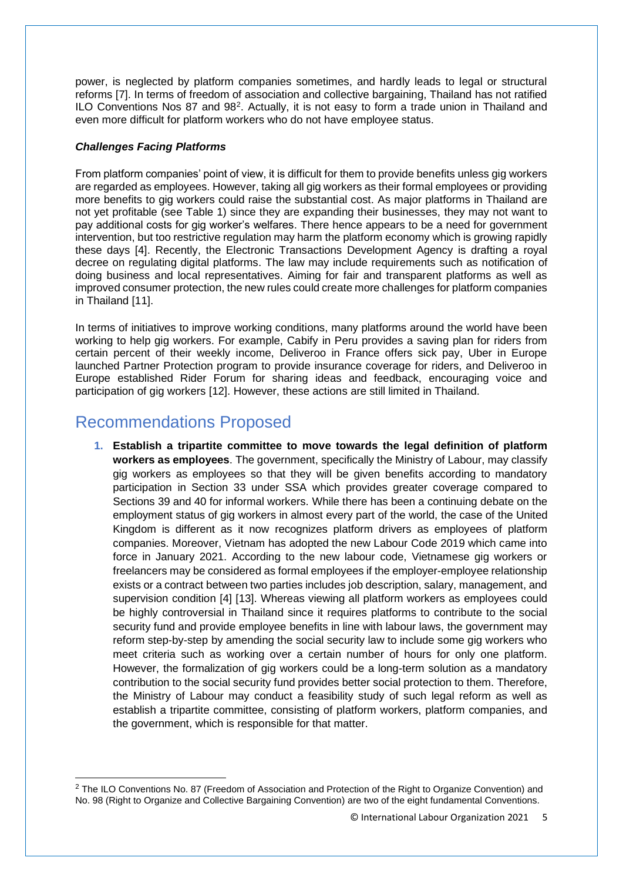power, is neglected by platform companies sometimes, and hardly leads to legal or structural reforms [7]. In terms of freedom of association and collective bargaining, Thailand has not ratified ILO Conventions Nos 87 and 98[2]. Actually, it is not easy to form a trade union in Thailand and even more difficult for platform workers who do not have employee status.

***Challenges Facing Platforms***

From platform companies' point of view, it is difficult for them to provide benefits unless gig workers are regarded as employees. However, taking all gig workers as their formal employees or providing more benefits to gig workers could raise the substantial cost. As major platforms in Thailand are not yet profitable (see Table 1) since they are expanding their businesses, they may not want to pay additional costs for gig worker's welfares. There hence appears to be a need for government intervention, but too restrictive regulation may harm the platform economy which is growing rapidly these days [4]. Recently, the Electronic Transactions Development Agency is drafting a royal decree on regulating digital platforms. The law may include requirements such as notification of doing business and local representatives. Aiming for fair and transparent platforms as well as improved consumer protection, the new rules could create more challenges for platform companies in Thailand [11].

In terms of initiatives to improve working conditions, many platforms around the world have been working to help gig workers. For example, Cabify in Peru provides a saving plan for riders from certain percent of their weekly income, Deliveroo in France offers sick pay, Uber in Europe launched Partner Protection program to provide insurance coverage for riders, and Deliveroo in Europe established Rider Forum for sharing ideas and feedback, encouraging voice and participation of gig workers [12]. However, these actions are still limited in Thailand.

## Recommendations Proposed

1. **Establish a tripartite committee to move towards the legal definition of platform workers as employees**. The government, specifically the Ministry of Labour, may classify gig workers as employees so that they will be given benefits according to mandatory participation in Section 33 under SSA which provides greater coverage compared to Sections 39 and 40 for informal workers. While there has been a continuing debate on the employment status of gig workers in almost every part of the world, the case of the United Kingdom is different as it now recognizes platform drivers as employees of platform companies. Moreover, Vietnam has adopted the new Labour Code 2019 which came into force in January 2021. According to the new labour code, Vietnamese gig workers or freelancers may be considered as formal employees if the employer-employee relationship exists or a contract between two parties includes job description, salary, management, and supervision condition [4] [13]. Whereas viewing all platform workers as employees could be highly controversial in Thailand since it requires platforms to contribute to the social security fund and provide employee benefits in line with labour laws, the government may reform step-by-step by amending the social security law to include some gig workers who meet criteria such as working over a certain number of hours for only one platform. However, the formalization of gig workers could be a long-term solution as a mandatory contribution to the social security fund provides better social protection to them. Therefore, the Ministry of Labour may conduct a feasibility study of such legal reform as well as establish a tripartite committee, consisting of platform workers, platform companies, and the government, which is responsible for that matter.

[2] The ILO Conventions No. 87 (Freedom of Association and Protection of the Right to Organize Convention) and No. 98 (Right to Organize and Collective Bargaining Convention) are two of the eight fundamental Conventions.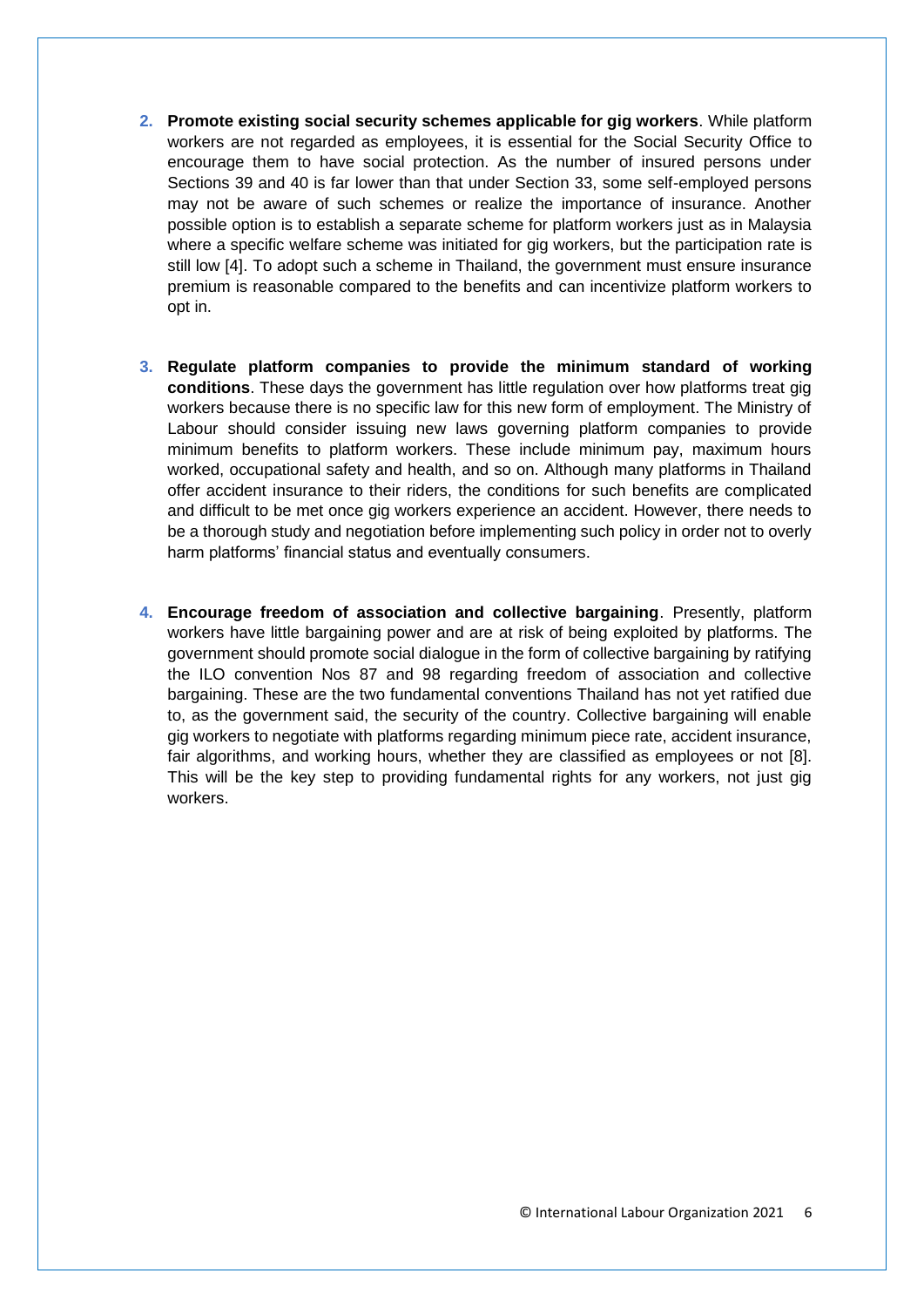2. **Promote existing social security schemes applicable for gig workers**. While platform workers are not regarded as employees, it is essential for the Social Security Office to encourage them to have social protection. As the number of insured persons under Sections 39 and 40 is far lower than that under Section 33, some self-employed persons may not be aware of such schemes or realize the importance of insurance. Another possible option is to establish a separate scheme for platform workers just as in Malaysia where a specific welfare scheme was initiated for gig workers, but the participation rate is still low [4]. To adopt such a scheme in Thailand, the government must ensure insurance premium is reasonable compared to the benefits and can incentivize platform workers to opt in.

3. **Regulate platform companies to provide the minimum standard of working conditions**. These days the government has little regulation over how platforms treat gig workers because there is no specific law for this new form of employment. The Ministry of Labour should consider issuing new laws governing platform companies to provide minimum benefits to platform workers. These include minimum pay, maximum hours worked, occupational safety and health, and so on. Although many platforms in Thailand offer accident insurance to their riders, the conditions for such benefits are complicated and difficult to be met once gig workers experience an accident. However, there needs to be a thorough study and negotiation before implementing such policy in order not to overly harm platforms' financial status and eventually consumers.

4. **Encourage freedom of association and collective bargaining**. Presently, platform workers have little bargaining power and are at risk of being exploited by platforms. The government should promote social dialogue in the form of collective bargaining by ratifying the ILO convention Nos 87 and 98 regarding freedom of association and collective bargaining. These are the two fundamental conventions Thailand has not yet ratified due to, as the government said, the security of the country. Collective bargaining will enable gig workers to negotiate with platforms regarding minimum piece rate, accident insurance, fair algorithms, and working hours, whether they are classified as employees or not [8]. This will be the key step to providing fundamental rights for any workers, not just gig workers.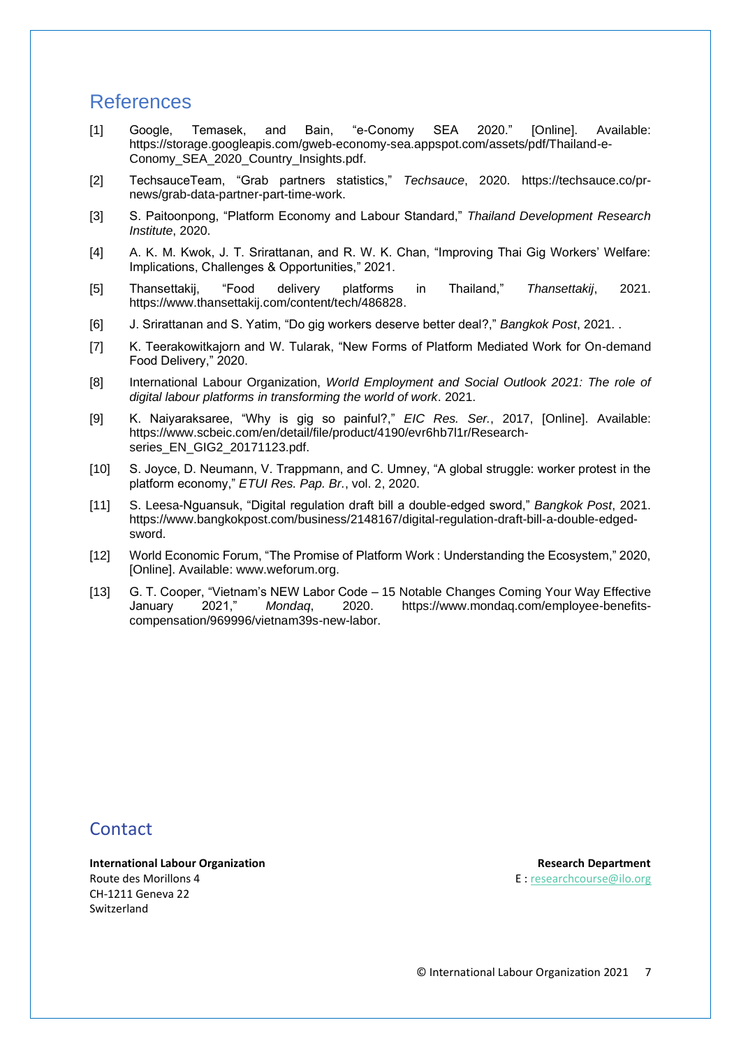## References

[1] Google, Temasek, and Bain, "e-Conomy SEA 2020." [Online]. Available: https://storage.googleapis.com/gweb-economy-sea.appspot.com/assets/pdf/Thailand-e-Conomy_SEA_2020_Country_Insights.pdf.

[2] TechsauceTeam, "Grab partners statistics," *Techsauce*, 2020. https://techsauce.co/pr-news/grab-data-partner-part-time-work.

[3] S. Paitoonpong, "Platform Economy and Labour Standard," *Thailand Development Research Institute*, 2020.

[4] A. K. M. Kwok, J. T. Srirattanan, and R. W. K. Chan, "Improving Thai Gig Workers' Welfare: Implications, Challenges & Opportunities," 2021.

[5] Thansettakij, "Food delivery platforms in Thailand," *Thansettakij*, 2021. https://www.thansettakij.com/content/tech/486828.

[6] J. Srirattanan and S. Yatim, "Do gig workers deserve better deal?," *Bangkok Post*, 2021. .

[7] K. Teerakowitkajorn and W. Tularak, "New Forms of Platform Mediated Work for On-demand Food Delivery," 2020.

[8] International Labour Organization, *World Employment and Social Outlook 2021: The role of digital labour platforms in transforming the world of work*. 2021.

[9] K. Naiyaraksaree, "Why is gig so painful?," *EIC Res. Ser.*, 2017, [Online]. Available: https://www.scbeic.com/en/detail/file/product/4190/evr6hb7l1r/Research-series_EN_GIG2_20171123.pdf.

[10] S. Joyce, D. Neumann, V. Trappmann, and C. Umney, "A global struggle: worker protest in the platform economy," *ETUI Res. Pap. Br.*, vol. 2, 2020.

[11] S. Leesa-Nguansuk, "Digital regulation draft bill a double-edged sword," *Bangkok Post*, 2021. https://www.bangkokpost.com/business/2148167/digital-regulation-draft-bill-a-double-edged-sword.

[12] World Economic Forum, "The Promise of Platform Work : Understanding the Ecosystem," 2020, [Online]. Available: www.weforum.org.

[13] G. T. Cooper, "Vietnam's NEW Labor Code – 15 Notable Changes Coming Your Way Effective January 2021," *Mondaq*, 2020. https://www.mondaq.com/employee-benefits-compensation/969996/vietnam39s-new-labor.

## Contact

**International Labour Organization**
Route des Morillons 4
CH-1211 Geneva 22
Switzerland

**Research Department**
E : researchcourse@ilo.org

© International Labour Organization 2021